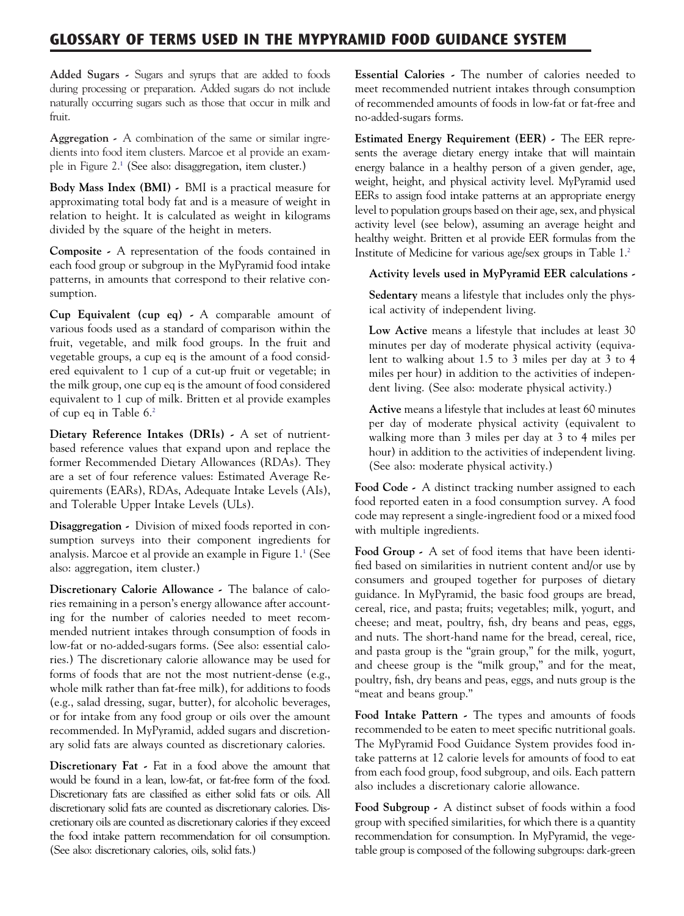# GLOSSARY OF TERMS USED IN THE MYPYRAMID FOOD GUIDANCE SYSTEM

**Added Sugars -** Sugars and syrups that are added to foods during processing or preparation. Added sugars do not include naturally occurring sugars such as those that occur in milk and fruit.

**Aggregation -** A combination of the same or similar ingredients into food item clusters. Marcoe et al provide an example in Figure 2.[1] (See also: disaggregation, item cluster.)

**Body Mass Index (BMI) -** BMI is a practical measure for approximating total body fat and is a measure of weight in relation to height. It is calculated as weight in kilograms divided by the square of the height in meters.

**Composite -** A representation of the foods contained in each food group or subgroup in the MyPyramid food intake patterns, in amounts that correspond to their relative consumption.

**Cup Equivalent (cup eq) -** A comparable amount of various foods used as a standard of comparison within the fruit, vegetable, and milk food groups. In the fruit and vegetable groups, a cup eq is the amount of a food considered equivalent to 1 cup of a cut-up fruit or vegetable; in the milk group, one cup eq is the amount of food considered equivalent to 1 cup of milk. Britten et al provide examples of cup eq in Table 6.[2]

**Dietary Reference Intakes (DRIs) -** A set of nutrient-based reference values that expand upon and replace the former Recommended Dietary Allowances (RDAs). They are a set of four reference values: Estimated Average Requirements (EARs), RDAs, Adequate Intake Levels (AIs), and Tolerable Upper Intake Levels (ULs).

**Disaggregation -** Division of mixed foods reported in consumption surveys into their component ingredients for analysis. Marcoe et al provide an example in Figure 1.[1] (See also: aggregation, item cluster.)

**Discretionary Calorie Allowance -** The balance of calories remaining in a person's energy allowance after accounting for the number of calories needed to meet recommended nutrient intakes through consumption of foods in low-fat or no-added-sugars forms. (See also: essential calories.) The discretionary calorie allowance may be used for forms of foods that are not the most nutrient-dense (e.g., whole milk rather than fat-free milk), for additions to foods (e.g., salad dressing, sugar, butter), for alcoholic beverages, or for intake from any food group or oils over the amount recommended. In MyPyramid, added sugars and discretionary solid fats are always counted as discretionary calories.

**Discretionary Fat -** Fat in a food above the amount that would be found in a lean, low-fat, or fat-free form of the food. Discretionary fats are classified as either solid fats or oils. All discretionary solid fats are counted as discretionary calories. Discretionary oils are counted as discretionary calories if they exceed the food intake pattern recommendation for oil consumption. (See also: discretionary calories, oils, solid fats.)

**Essential Calories -** The number of calories needed to meet recommended nutrient intakes through consumption of recommended amounts of foods in low-fat or fat-free and no-added-sugars forms.

**Estimated Energy Requirement (EER) -** The EER represents the average dietary energy intake that will maintain energy balance in a healthy person of a given gender, age, weight, height, and physical activity level. MyPyramid used EERs to assign food intake patterns at an appropriate energy level to population groups based on their age, sex, and physical activity level (see below), assuming an average height and healthy weight. Britten et al provide EER formulas from the Institute of Medicine for various age/sex groups in Table 1.[2]

**Activity levels used in MyPyramid EER calculations -**

**Sedentary** means a lifestyle that includes only the physical activity of independent living.

**Low Active** means a lifestyle that includes at least 30 minutes per day of moderate physical activity (equivalent to walking about 1.5 to 3 miles per day at 3 to 4 miles per hour) in addition to the activities of independent living. (See also: moderate physical activity.)

**Active** means a lifestyle that includes at least 60 minutes per day of moderate physical activity (equivalent to walking more than 3 miles per day at 3 to 4 miles per hour) in addition to the activities of independent living. (See also: moderate physical activity.)

**Food Code -** A distinct tracking number assigned to each food reported eaten in a food consumption survey. A food code may represent a single-ingredient food or a mixed food with multiple ingredients.

**Food Group -** A set of food items that have been identified based on similarities in nutrient content and/or use by consumers and grouped together for purposes of dietary guidance. In MyPyramid, the basic food groups are bread, cereal, rice, and pasta; fruits; vegetables; milk, yogurt, and cheese; and meat, poultry, fish, dry beans and peas, eggs, and nuts. The short-hand name for the bread, cereal, rice, and pasta group is the "grain group," for the milk, yogurt, and cheese group is the "milk group," and for the meat, poultry, fish, dry beans and peas, eggs, and nuts group is the "meat and beans group."

**Food Intake Pattern -** The types and amounts of foods recommended to be eaten to meet specific nutritional goals. The MyPyramid Food Guidance System provides food intake patterns at 12 calorie levels for amounts of food to eat from each food group, food subgroup, and oils. Each pattern also includes a discretionary calorie allowance.

**Food Subgroup -** A distinct subset of foods within a food group with specified similarities, for which there is a quantity recommendation for consumption. In MyPyramid, the vegetable group is composed of the following subgroups: dark-green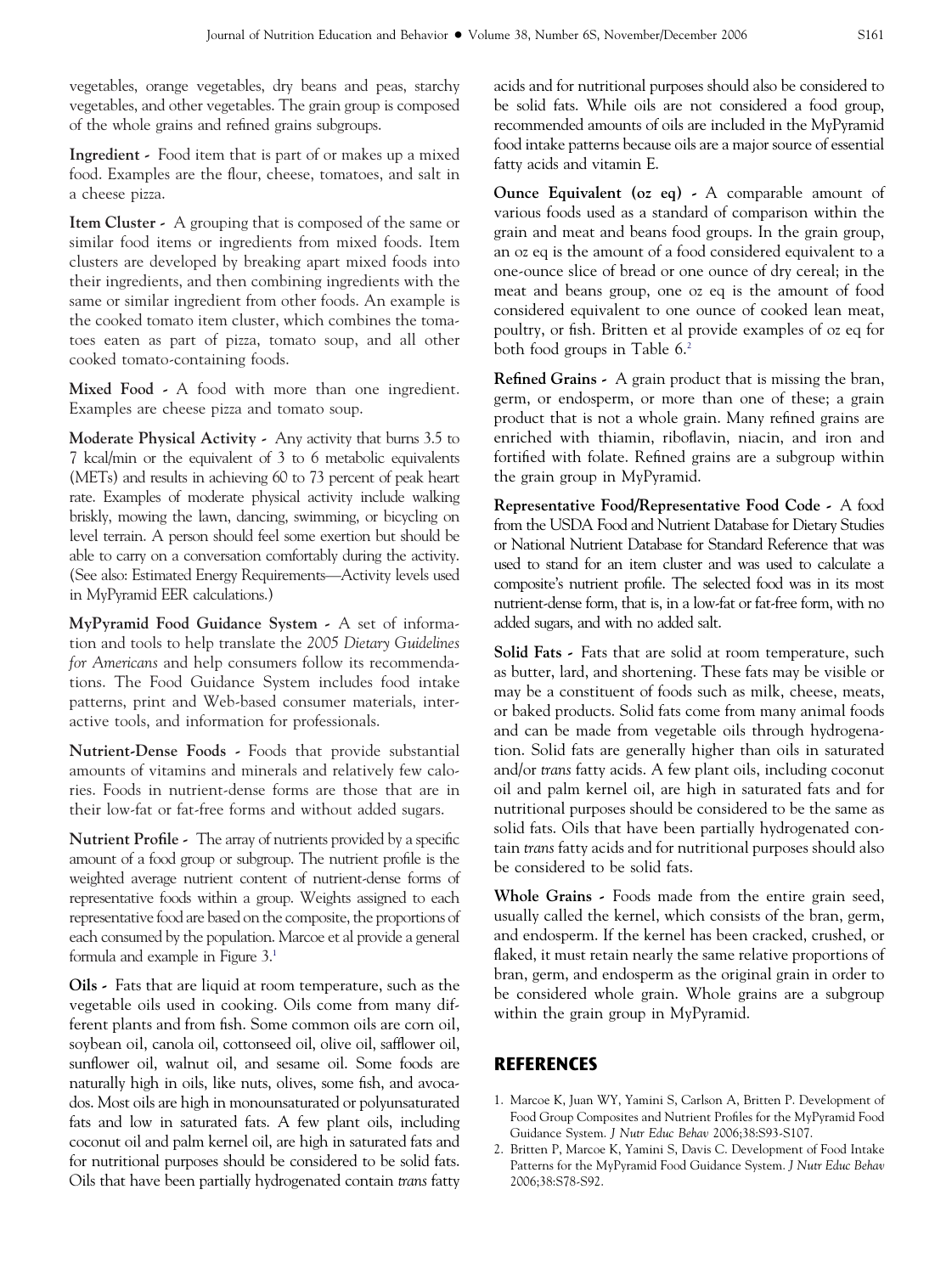vegetables, orange vegetables, dry beans and peas, starchy vegetables, and other vegetables. The grain group is composed of the whole grains and refined grains subgroups.

**Ingredient -** Food item that is part of or makes up a mixed food. Examples are the flour, cheese, tomatoes, and salt in a cheese pizza.

**Item Cluster -** A grouping that is composed of the same or similar food items or ingredients from mixed foods. Item clusters are developed by breaking apart mixed foods into their ingredients, and then combining ingredients with the same or similar ingredient from other foods. An example is the cooked tomato item cluster, which combines the tomatoes eaten as part of pizza, tomato soup, and all other cooked tomato-containing foods.

**Mixed Food -** A food with more than one ingredient. Examples are cheese pizza and tomato soup.

**Moderate Physical Activity -** Any activity that burns 3.5 to 7 kcal/min or the equivalent of 3 to 6 metabolic equivalents (METs) and results in achieving 60 to 73 percent of peak heart rate. Examples of moderate physical activity include walking briskly, mowing the lawn, dancing, swimming, or bicycling on level terrain. A person should feel some exertion but should be able to carry on a conversation comfortably during the activity. (See also: Estimated Energy Requirements—Activity levels used in MyPyramid EER calculations.)

**MyPyramid Food Guidance System -** A set of information and tools to help translate the *2005 Dietary Guidelines for Americans* and help consumers follow its recommendations. The Food Guidance System includes food intake patterns, print and Web-based consumer materials, interactive tools, and information for professionals.

**Nutrient-Dense Foods -** Foods that provide substantial amounts of vitamins and minerals and relatively few calories. Foods in nutrient-dense forms are those that are in their low-fat or fat-free forms and without added sugars.

**Nutrient Profile -** The array of nutrients provided by a specific amount of a food group or subgroup. The nutrient profile is the weighted average nutrient content of nutrient-dense forms of representative foods within a group. Weights assigned to each representative food are based on the composite, the proportions of each consumed by the population. Marcoe et al provide a general formula and example in Figure 3.[1]

**Oils -** Fats that are liquid at room temperature, such as the vegetable oils used in cooking. Oils come from many different plants and from fish. Some common oils are corn oil, soybean oil, canola oil, cottonseed oil, olive oil, safflower oil, sunflower oil, walnut oil, and sesame oil. Some foods are naturally high in oils, like nuts, olives, some fish, and avocados. Most oils are high in monounsaturated or polyunsaturated fats and low in saturated fats. A few plant oils, including coconut oil and palm kernel oil, are high in saturated fats and for nutritional purposes should be considered to be solid fats. Oils that have been partially hydrogenated contain *trans* fatty acids and for nutritional purposes should also be considered to be solid fats. While oils are not considered a food group, recommended amounts of oils are included in the MyPyramid food intake patterns because oils are a major source of essential fatty acids and vitamin E.

**Ounce Equivalent (oz eq) -** A comparable amount of various foods used as a standard of comparison within the grain and meat and beans food groups. In the grain group, an oz eq is the amount of a food considered equivalent to a one-ounce slice of bread or one ounce of dry cereal; in the meat and beans group, one oz eq is the amount of food considered equivalent to one ounce of cooked lean meat, poultry, or fish. Britten et al provide examples of oz eq for both food groups in Table 6.[2]

**Refined Grains -** A grain product that is missing the bran, germ, or endosperm, or more than one of these; a grain product that is not a whole grain. Many refined grains are enriched with thiamin, riboflavin, niacin, and iron and fortified with folate. Refined grains are a subgroup within the grain group in MyPyramid.

**Representative Food/Representative Food Code -** A food from the USDA Food and Nutrient Database for Dietary Studies or National Nutrient Database for Standard Reference that was used to stand for an item cluster and was used to calculate a composite's nutrient profile. The selected food was in its most nutrient-dense form, that is, in a low-fat or fat-free form, with no added sugars, and with no added salt.

**Solid Fats -** Fats that are solid at room temperature, such as butter, lard, and shortening. These fats may be visible or may be a constituent of foods such as milk, cheese, meats, or baked products. Solid fats come from many animal foods and can be made from vegetable oils through hydrogenation. Solid fats are generally higher than oils in saturated and/or *trans* fatty acids. A few plant oils, including coconut oil and palm kernel oil, are high in saturated fats and for nutritional purposes should be considered to be the same as solid fats. Oils that have been partially hydrogenated contain *trans* fatty acids and for nutritional purposes should also be considered to be solid fats.

**Whole Grains -** Foods made from the entire grain seed, usually called the kernel, which consists of the bran, germ, and endosperm. If the kernel has been cracked, crushed, or flaked, it must retain nearly the same relative proportions of bran, germ, and endosperm as the original grain in order to be considered whole grain. Whole grains are a subgroup within the grain group in MyPyramid.

## REFERENCES

1. Marcoe K, Juan WY, Yamini S, Carlson A, Britten P. Development of Food Group Composites and Nutrient Profiles for the MyPyramid Food Guidance System. *J Nutr Educ Behav* 2006;38:S93-S107.
2. Britten P, Marcoe K, Yamini S, Davis C. Development of Food Intake Patterns for the MyPyramid Food Guidance System. *J Nutr Educ Behav* 2006;38:S78-S92.